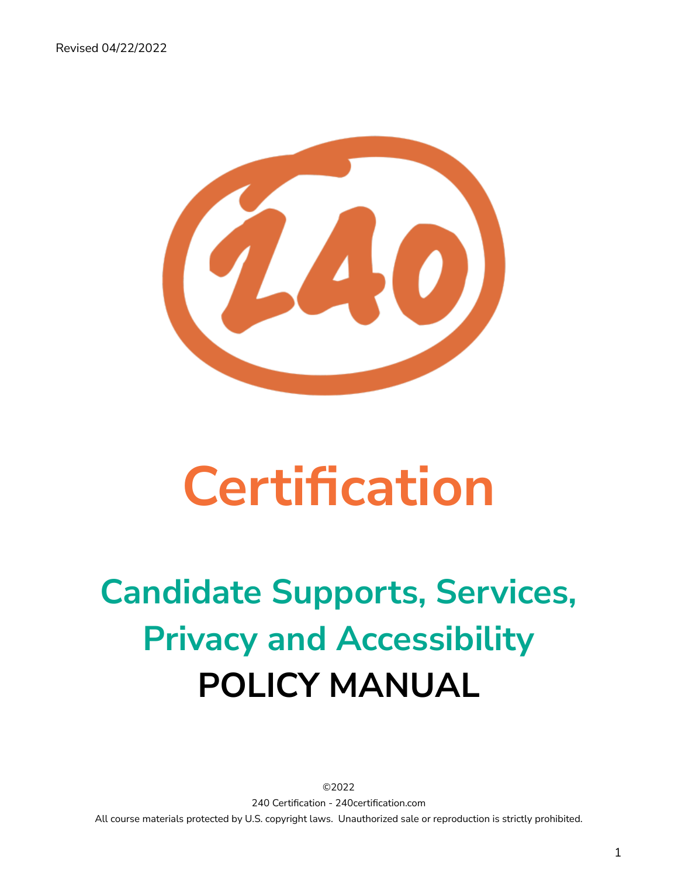Revised 04/22/2022

240

# Certification

## Candidate Supports, Services, Privacy and Accessibility

# POLICY MANUAL

©2022

240 Certification - 240certification.com

All course materials protected by U.S. copyright laws. Unauthorized sale or reproduction is strictly prohibited.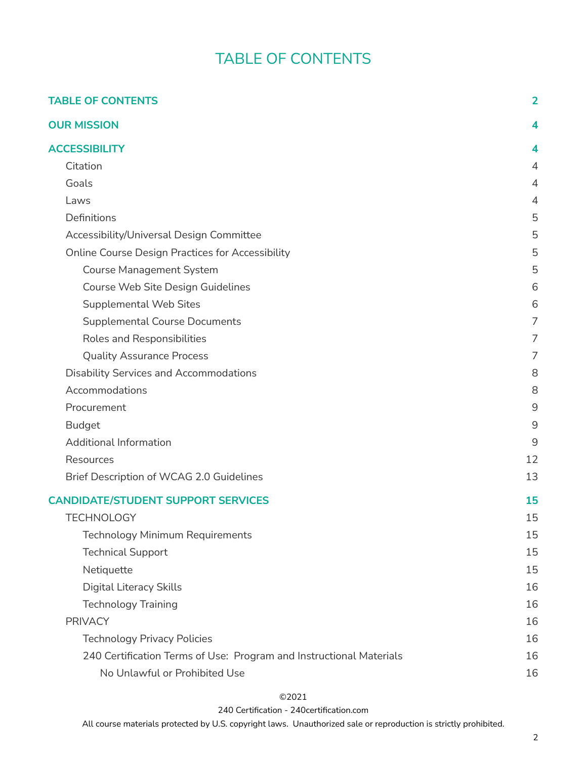# TABLE OF CONTENTS

| | |
|---|---|
| **TABLE OF CONTENTS** | **2** |
| **OUR MISSION** | **4** |
| **ACCESSIBILITY** | **4** |
| Citation | 4 |
| Goals | 4 |
| Laws | 4 |
| Definitions | 5 |
| Accessibility/Universal Design Committee | 5 |
| Online Course Design Practices for Accessibility | 5 |
| Course Management System | 5 |
| Course Web Site Design Guidelines | 6 |
| Supplemental Web Sites | 6 |
| Supplemental Course Documents | 7 |
| Roles and Responsibilities | 7 |
| Quality Assurance Process | 7 |
| Disability Services and Accommodations | 8 |
| Accommodations | 8 |
| Procurement | 9 |
| Budget | 9 |
| Additional Information | 9 |
| Resources | 12 |
| Brief Description of WCAG 2.0 Guidelines | 13 |
| **CANDIDATE/STUDENT SUPPORT SERVICES** | **15** |
| TECHNOLOGY | 15 |
| Technology Minimum Requirements | 15 |
| Technical Support | 15 |
| Netiquette | 15 |
| Digital Literacy Skills | 16 |
| Technology Training | 16 |
| PRIVACY | 16 |
| Technology Privacy Policies | 16 |
| 240 Certification Terms of Use: Program and Instructional Materials | 16 |
| No Unlawful or Prohibited Use | 16 |

©2021

240 Certification - 240certification.com

All course materials protected by U.S. copyright laws. Unauthorized sale or reproduction is strictly prohibited.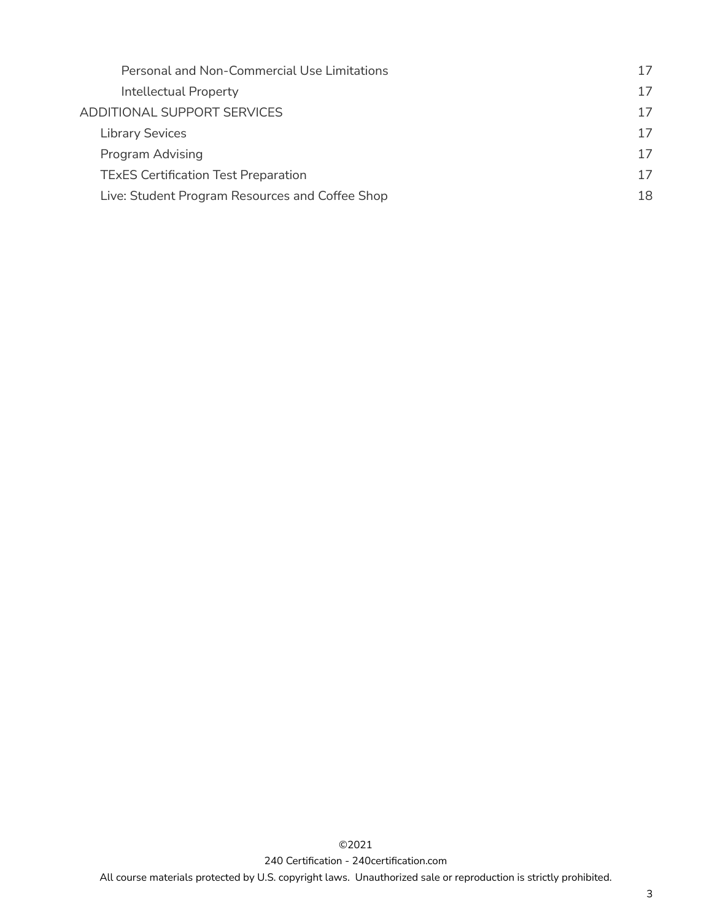| | |
|---|---|
| Personal and Non-Commercial Use Limitations | 17 |
| Intellectual Property | 17 |
| ADDITIONAL SUPPORT SERVICES | 17 |
| Library Sevices | 17 |
| Program Advising | 17 |
| TExES Certification Test Preparation | 17 |
| Live: Student Program Resources and Coffee Shop | 18 |

©2021

240 Certification - 240certification.com

All course materials protected by U.S. copyright laws. Unauthorized sale or reproduction is strictly prohibited.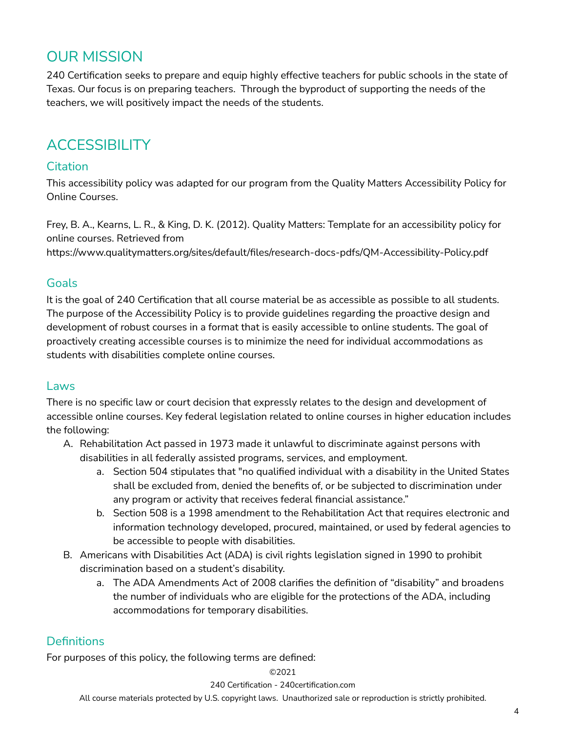## OUR MISSION

240 Certification seeks to prepare and equip highly effective teachers for public schools in the state of Texas. Our focus is on preparing teachers. Through the byproduct of supporting the needs of the teachers, we will positively impact the needs of the students.

## ACCESSIBILITY

### Citation

This accessibility policy was adapted for our program from the Quality Matters Accessibility Policy for Online Courses.

Frey, B. A., Kearns, L. R., & King, D. K. (2012). Quality Matters: Template for an accessibility policy for online courses. Retrieved from https://www.qualitymatters.org/sites/default/files/research-docs-pdfs/QM-Accessibility-Policy.pdf

### Goals

It is the goal of 240 Certification that all course material be as accessible as possible to all students. The purpose of the Accessibility Policy is to provide guidelines regarding the proactive design and development of robust courses in a format that is easily accessible to online students. The goal of proactively creating accessible courses is to minimize the need for individual accommodations as students with disabilities complete online courses.

### Laws

There is no specific law or court decision that expressly relates to the design and development of accessible online courses. Key federal legislation related to online courses in higher education includes the following:

A. Rehabilitation Act passed in 1973 made it unlawful to discriminate against persons with disabilities in all federally assisted programs, services, and employment.
    a. Section 504 stipulates that "no qualified individual with a disability in the United States shall be excluded from, denied the benefits of, or be subjected to discrimination under any program or activity that receives federal financial assistance."
    b. Section 508 is a 1998 amendment to the Rehabilitation Act that requires electronic and information technology developed, procured, maintained, or used by federal agencies to be accessible to people with disabilities.
B. Americans with Disabilities Act (ADA) is civil rights legislation signed in 1990 to prohibit discrimination based on a student's disability.
    a. The ADA Amendments Act of 2008 clarifies the definition of "disability" and broadens the number of individuals who are eligible for the protections of the ADA, including accommodations for temporary disabilities.

### Definitions

For purposes of this policy, the following terms are defined: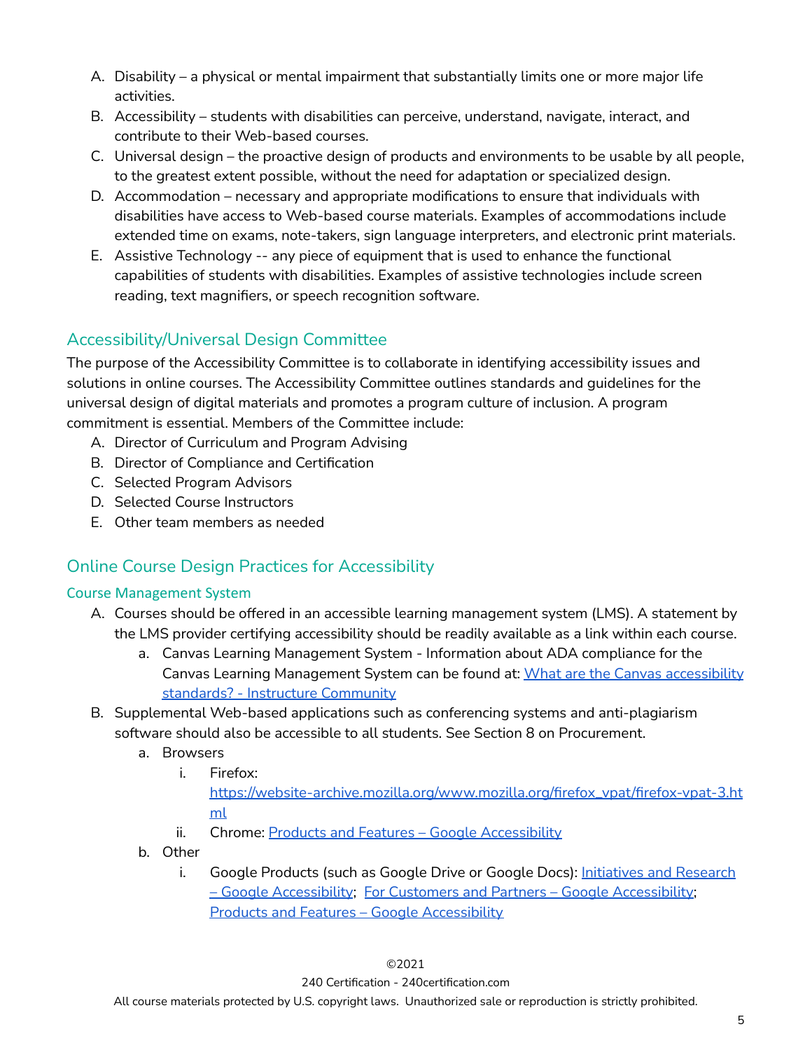A. Disability – a physical or mental impairment that substantially limits one or more major life activities.
B. Accessibility – students with disabilities can perceive, understand, navigate, interact, and contribute to their Web-based courses.
C. Universal design – the proactive design of products and environments to be usable by all people, to the greatest extent possible, without the need for adaptation or specialized design.
D. Accommodation – necessary and appropriate modifications to ensure that individuals with disabilities have access to Web-based course materials. Examples of accommodations include extended time on exams, note-takers, sign language interpreters, and electronic print materials.
E. Assistive Technology -- any piece of equipment that is used to enhance the functional capabilities of students with disabilities. Examples of assistive technologies include screen reading, text magnifiers, or speech recognition software.

## Accessibility/Universal Design Committee

The purpose of the Accessibility Committee is to collaborate in identifying accessibility issues and solutions in online courses. The Accessibility Committee outlines standards and guidelines for the universal design of digital materials and promotes a program culture of inclusion. A program commitment is essential. Members of the Committee include:

A. Director of Curriculum and Program Advising
B. Director of Compliance and Certification
C. Selected Program Advisors
D. Selected Course Instructors
E. Other team members as needed

## Online Course Design Practices for Accessibility

### Course Management System

A. Courses should be offered in an accessible learning management system (LMS). A statement by the LMS provider certifying accessibility should be readily available as a link within each course.
   a. Canvas Learning Management System - Information about ADA compliance for the Canvas Learning Management System can be found at: What are the Canvas accessibility standards? - Instructure Community
B. Supplemental Web-based applications such as conferencing systems and anti-plagiarism software should also be accessible to all students. See Section 8 on Procurement.
   a. Browsers
      i. Firefox: https://website-archive.mozilla.org/www.mozilla.org/firefox_vpat/firefox-vpat-3.html
      ii. Chrome: Products and Features – Google Accessibility
   b. Other
      i. Google Products (such as Google Drive or Google Docs): Initiatives and Research – Google Accessibility; For Customers and Partners – Google Accessibility; Products and Features – Google Accessibility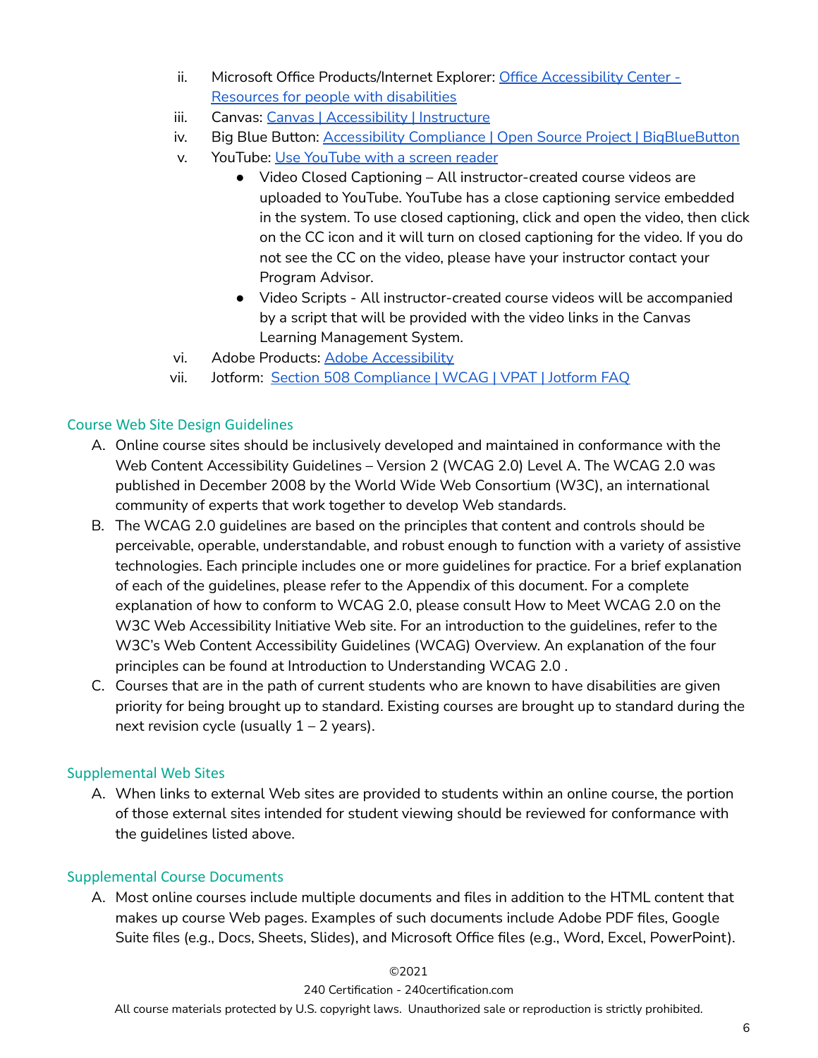ii. Microsoft Office Products/Internet Explorer: [Office Accessibility Center - Resources for people with disabilities]()
iii. Canvas: [Canvas | Accessibility | Instructure]()
iv. Big Blue Button: [Accessibility Compliance | Open Source Project | BigBlueButton]()
v. YouTube: [Use YouTube with a screen reader]()
   - Video Closed Captioning – All instructor-created course videos are uploaded to YouTube. YouTube has a close captioning service embedded in the system. To use closed captioning, click and open the video, then click on the CC icon and it will turn on closed captioning for the video. If you do not see the CC on the video, please have your instructor contact your Program Advisor.
   - Video Scripts - All instructor-created course videos will be accompanied by a script that will be provided with the video links in the Canvas Learning Management System.

vi. Adobe Products: [Adobe Accessibility]()
vii. Jotform: [Section 508 Compliance | WCAG | VPAT | Jotform FAQ]()

## Course Web Site Design Guidelines

A. Online course sites should be inclusively developed and maintained in conformance with the Web Content Accessibility Guidelines – Version 2 (WCAG 2.0) Level A. The WCAG 2.0 was published in December 2008 by the World Wide Web Consortium (W3C), an international community of experts that work together to develop Web standards.

B. The WCAG 2.0 guidelines are based on the principles that content and controls should be perceivable, operable, understandable, and robust enough to function with a variety of assistive technologies. Each principle includes one or more guidelines for practice. For a brief explanation of each of the guidelines, please refer to the Appendix of this document. For a complete explanation of how to conform to WCAG 2.0, please consult How to Meet WCAG 2.0 on the W3C Web Accessibility Initiative Web site. For an introduction to the guidelines, refer to the W3C's Web Content Accessibility Guidelines (WCAG) Overview. An explanation of the four principles can be found at Introduction to Understanding WCAG 2.0 .

C. Courses that are in the path of current students who are known to have disabilities are given priority for being brought up to standard. Existing courses are brought up to standard during the next revision cycle (usually 1 – 2 years).

## Supplemental Web Sites

A. When links to external Web sites are provided to students within an online course, the portion of those external sites intended for student viewing should be reviewed for conformance with the guidelines listed above.

## Supplemental Course Documents

A. Most online courses include multiple documents and files in addition to the HTML content that makes up course Web pages. Examples of such documents include Adobe PDF files, Google Suite files (e.g., Docs, Sheets, Slides), and Microsoft Office files (e.g., Word, Excel, PowerPoint).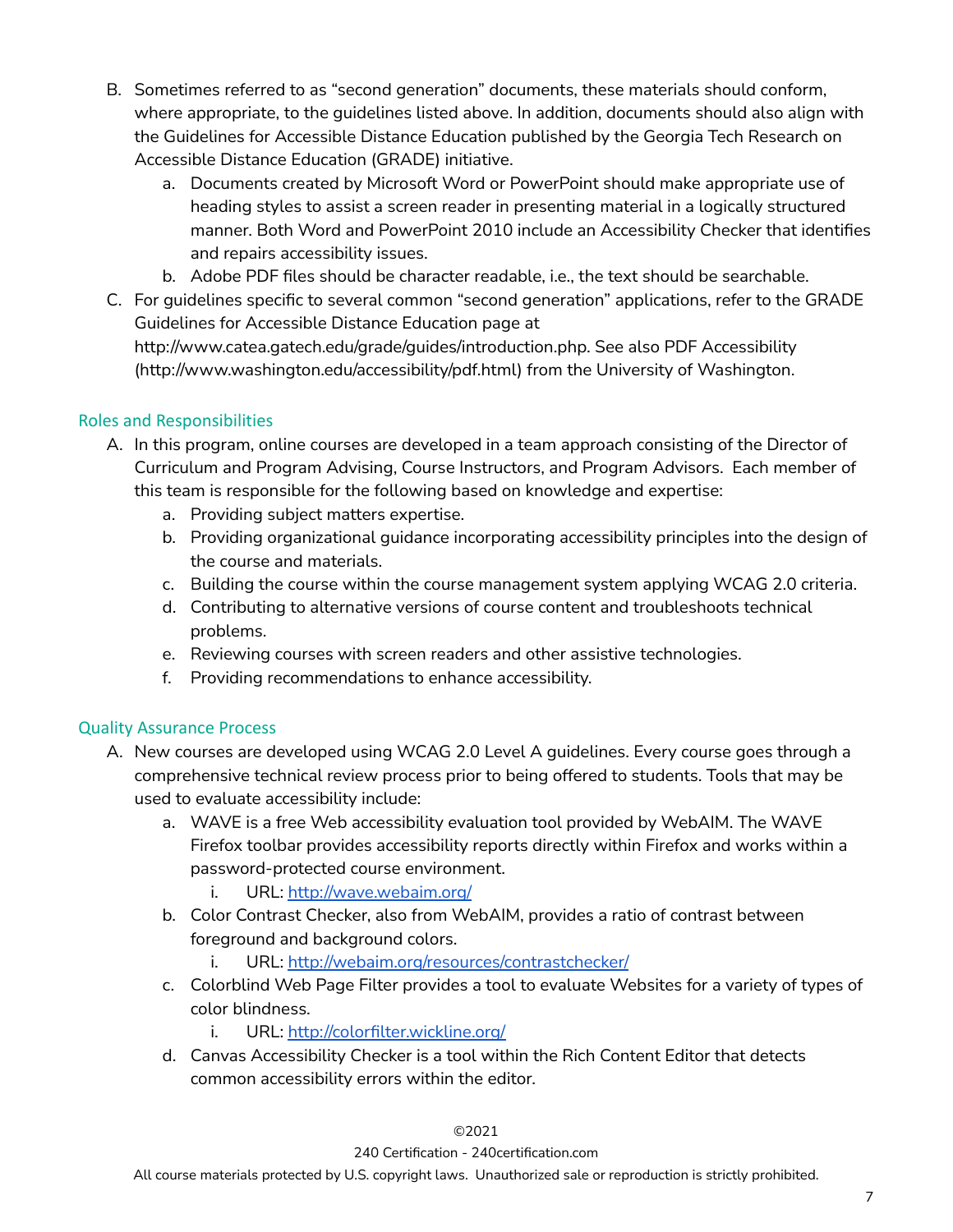B. Sometimes referred to as "second generation" documents, these materials should conform, where appropriate, to the guidelines listed above. In addition, documents should also align with the Guidelines for Accessible Distance Education published by the Georgia Tech Research on Accessible Distance Education (GRADE) initiative.
   a. Documents created by Microsoft Word or PowerPoint should make appropriate use of heading styles to assist a screen reader in presenting material in a logically structured manner. Both Word and PowerPoint 2010 include an Accessibility Checker that identifies and repairs accessibility issues.
   b. Adobe PDF files should be character readable, i.e., the text should be searchable.

C. For guidelines specific to several common "second generation" applications, refer to the GRADE Guidelines for Accessible Distance Education page at http://www.catea.gatech.edu/grade/guides/introduction.php. See also PDF Accessibility (http://www.washington.edu/accessibility/pdf.html) from the University of Washington.

## Roles and Responsibilities

A. In this program, online courses are developed in a team approach consisting of the Director of Curriculum and Program Advising, Course Instructors, and Program Advisors. Each member of this team is responsible for the following based on knowledge and expertise:
   a. Providing subject matters expertise.
   b. Providing organizational guidance incorporating accessibility principles into the design of the course and materials.
   c. Building the course within the course management system applying WCAG 2.0 criteria.
   d. Contributing to alternative versions of course content and troubleshoots technical problems.
   e. Reviewing courses with screen readers and other assistive technologies.
   f. Providing recommendations to enhance accessibility.

## Quality Assurance Process

A. New courses are developed using WCAG 2.0 Level A guidelines. Every course goes through a comprehensive technical review process prior to being offered to students. Tools that may be used to evaluate accessibility include:
   a. WAVE is a free Web accessibility evaluation tool provided by WebAIM. The WAVE Firefox toolbar provides accessibility reports directly within Firefox and works within a password-protected course environment.
      i. URL: [http://wave.webaim.org/](http://wave.webaim.org/)
   b. Color Contrast Checker, also from WebAIM, provides a ratio of contrast between foreground and background colors.
      i. URL: [http://webaim.org/resources/contrastchecker/](http://webaim.org/resources/contrastchecker/)
   c. Colorblind Web Page Filter provides a tool to evaluate Websites for a variety of types of color blindness.
      i. URL: [http://colorfilter.wickline.org/](http://colorfilter.wickline.org/)
   d. Canvas Accessibility Checker is a tool within the Rich Content Editor that detects common accessibility errors within the editor.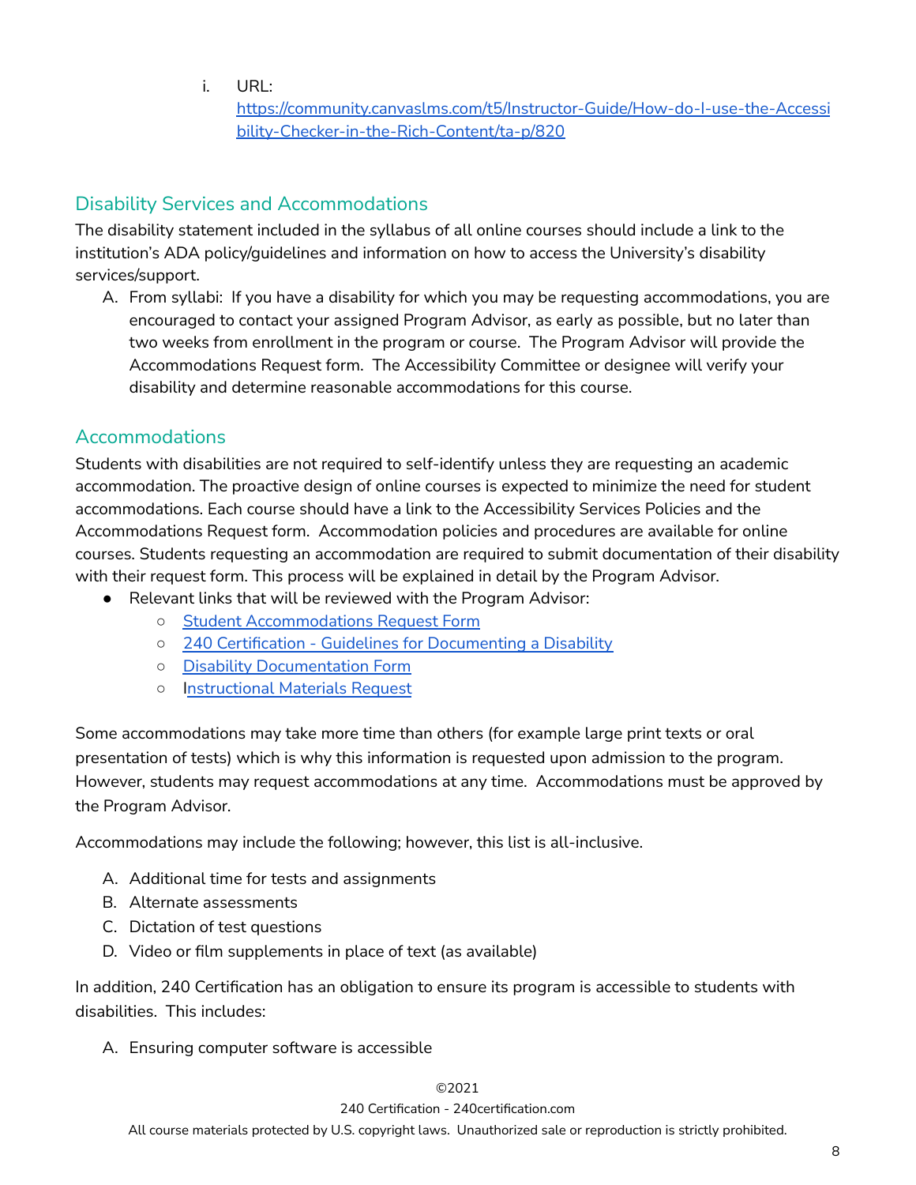i. URL: [https://community.canvaslms.com/t5/Instructor-Guide/How-do-I-use-the-Accessibility-Checker-in-the-Rich-Content/ta-p/820](https://community.canvaslms.com/t5/Instructor-Guide/How-do-I-use-the-Accessibility-Checker-in-the-Rich-Content/ta-p/820)

## Disability Services and Accommodations

The disability statement included in the syllabus of all online courses should include a link to the institution's ADA policy/guidelines and information on how to access the University's disability services/support.

A. From syllabi: If you have a disability for which you may be requesting accommodations, you are encouraged to contact your assigned Program Advisor, as early as possible, but no later than two weeks from enrollment in the program or course. The Program Advisor will provide the Accommodations Request form. The Accessibility Committee or designee will verify your disability and determine reasonable accommodations for this course.

## Accommodations

Students with disabilities are not required to self-identify unless they are requesting an academic accommodation. The proactive design of online courses is expected to minimize the need for student accommodations. Each course should have a link to the Accessibility Services Policies and the Accommodations Request form. Accommodation policies and procedures are available for online courses. Students requesting an accommodation are required to submit documentation of their disability with their request form. This process will be explained in detail by the Program Advisor.

- Relevant links that will be reviewed with the Program Advisor:
  - Student Accommodations Request Form
  - 240 Certification - Guidelines for Documenting a Disability
  - Disability Documentation Form
  - Instructional Materials Request

Some accommodations may take more time than others (for example large print texts or oral presentation of tests) which is why this information is requested upon admission to the program. However, students may request accommodations at any time. Accommodations must be approved by the Program Advisor.

Accommodations may include the following; however, this list is all-inclusive.

A. Additional time for tests and assignments
B. Alternate assessments
C. Dictation of test questions
D. Video or film supplements in place of text (as available)

In addition, 240 Certification has an obligation to ensure its program is accessible to students with disabilities. This includes:

A. Ensuring computer software is accessible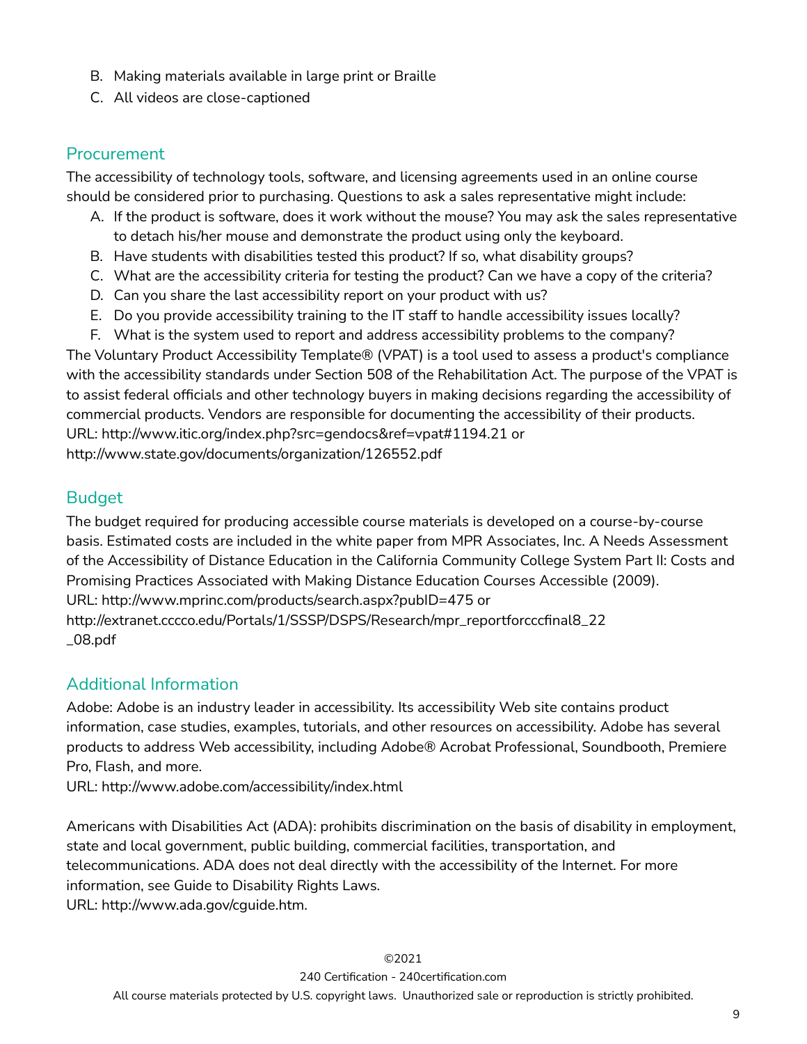B. Making materials available in large print or Braille
C. All videos are close-captioned

## Procurement

The accessibility of technology tools, software, and licensing agreements used in an online course should be considered prior to purchasing. Questions to ask a sales representative might include:

A. If the product is software, does it work without the mouse? You may ask the sales representative to detach his/her mouse and demonstrate the product using only the keyboard.
B. Have students with disabilities tested this product? If so, what disability groups?
C. What are the accessibility criteria for testing the product? Can we have a copy of the criteria?
D. Can you share the last accessibility report on your product with us?
E. Do you provide accessibility training to the IT staff to handle accessibility issues locally?
F. What is the system used to report and address accessibility problems to the company?

The Voluntary Product Accessibility Template® (VPAT) is a tool used to assess a product's compliance with the accessibility standards under Section 508 of the Rehabilitation Act. The purpose of the VPAT is to assist federal officials and other technology buyers in making decisions regarding the accessibility of commercial products. Vendors are responsible for documenting the accessibility of their products.
URL: http://www.itic.org/index.php?src=gendocs&ref=vpat#1194.21 or
http://www.state.gov/documents/organization/126552.pdf

## Budget

The budget required for producing accessible course materials is developed on a course-by-course basis. Estimated costs are included in the white paper from MPR Associates, Inc. A Needs Assessment of the Accessibility of Distance Education in the California Community College System Part II: Costs and Promising Practices Associated with Making Distance Education Courses Accessible (2009).
URL: http://www.mprinc.com/products/search.aspx?pubID=475 or
http://extranet.cccco.edu/Portals/1/SSSP/DSPS/Research/mpr_reportforcccfinal8_22_08.pdf

## Additional Information

Adobe: Adobe is an industry leader in accessibility. Its accessibility Web site contains product information, case studies, examples, tutorials, and other resources on accessibility. Adobe has several products to address Web accessibility, including Adobe® Acrobat Professional, Soundbooth, Premiere Pro, Flash, and more.
URL: http://www.adobe.com/accessibility/index.html

Americans with Disabilities Act (ADA): prohibits discrimination on the basis of disability in employment, state and local government, public building, commercial facilities, transportation, and telecommunications. ADA does not deal directly with the accessibility of the Internet. For more information, see Guide to Disability Rights Laws.
URL: http://www.ada.gov/cguide.htm.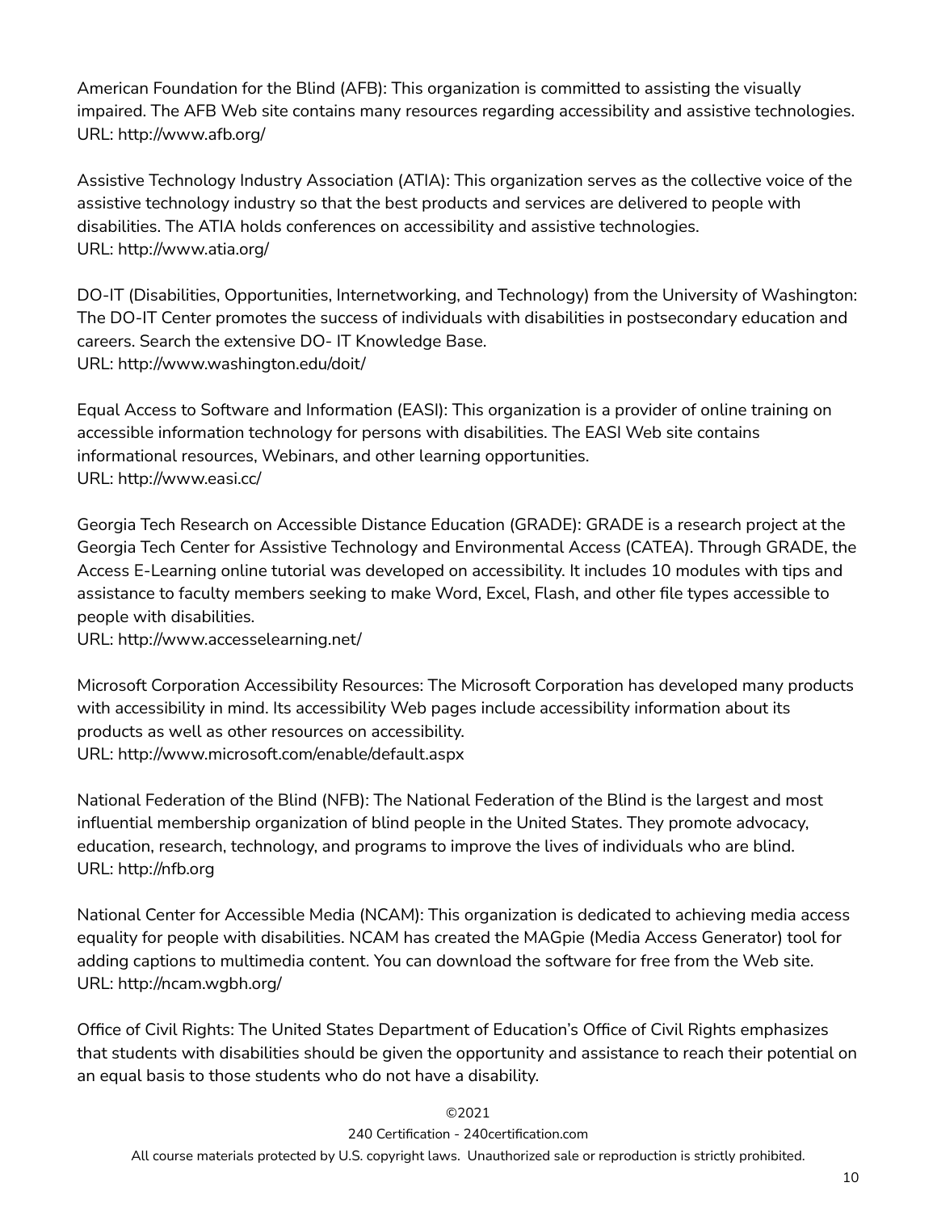American Foundation for the Blind (AFB): This organization is committed to assisting the visually impaired. The AFB Web site contains many resources regarding accessibility and assistive technologies.
URL: http://www.afb.org/

Assistive Technology Industry Association (ATIA): This organization serves as the collective voice of the assistive technology industry so that the best products and services are delivered to people with disabilities. The ATIA holds conferences on accessibility and assistive technologies.
URL: http://www.atia.org/

DO-IT (Disabilities, Opportunities, Internetworking, and Technology) from the University of Washington: The DO-IT Center promotes the success of individuals with disabilities in postsecondary education and careers. Search the extensive DO- IT Knowledge Base.
URL: http://www.washington.edu/doit/

Equal Access to Software and Information (EASI): This organization is a provider of online training on accessible information technology for persons with disabilities. The EASI Web site contains informational resources, Webinars, and other learning opportunities.
URL: http://www.easi.cc/

Georgia Tech Research on Accessible Distance Education (GRADE): GRADE is a research project at the Georgia Tech Center for Assistive Technology and Environmental Access (CATEA). Through GRADE, the Access E-Learning online tutorial was developed on accessibility. It includes 10 modules with tips and assistance to faculty members seeking to make Word, Excel, Flash, and other file types accessible to people with disabilities.
URL: http://www.accesselearning.net/

Microsoft Corporation Accessibility Resources: The Microsoft Corporation has developed many products with accessibility in mind. Its accessibility Web pages include accessibility information about its products as well as other resources on accessibility.
URL: http://www.microsoft.com/enable/default.aspx

National Federation of the Blind (NFB): The National Federation of the Blind is the largest and most influential membership organization of blind people in the United States. They promote advocacy, education, research, technology, and programs to improve the lives of individuals who are blind.
URL: http://nfb.org

National Center for Accessible Media (NCAM): This organization is dedicated to achieving media access equality for people with disabilities. NCAM has created the MAGpie (Media Access Generator) tool for adding captions to multimedia content. You can download the software for free from the Web site.
URL: http://ncam.wgbh.org/

Office of Civil Rights: The United States Department of Education's Office of Civil Rights emphasizes that students with disabilities should be given the opportunity and assistance to reach their potential on an equal basis to those students who do not have a disability.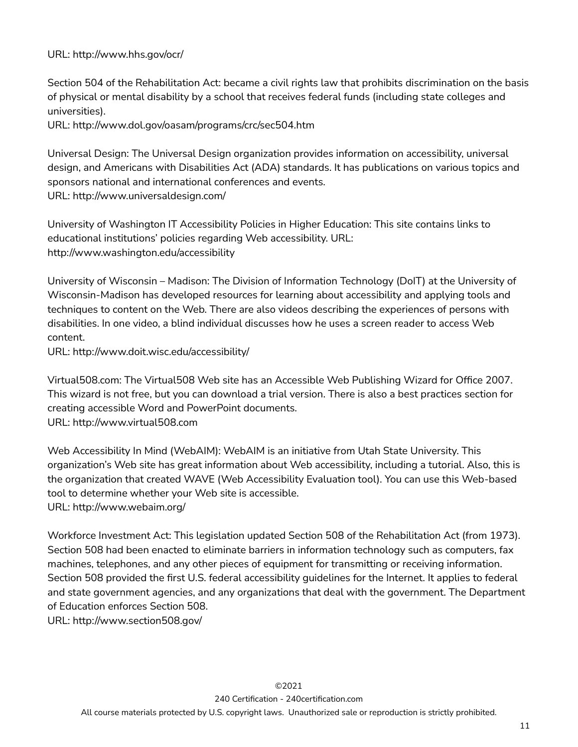URL: http://www.hhs.gov/ocr/

Section 504 of the Rehabilitation Act: became a civil rights law that prohibits discrimination on the basis of physical or mental disability by a school that receives federal funds (including state colleges and universities).
URL: http://www.dol.gov/oasam/programs/crc/sec504.htm

Universal Design: The Universal Design organization provides information on accessibility, universal design, and Americans with Disabilities Act (ADA) standards. It has publications on various topics and sponsors national and international conferences and events.
URL: http://www.universaldesign.com/

University of Washington IT Accessibility Policies in Higher Education: This site contains links to educational institutions' policies regarding Web accessibility. URL: http://www.washington.edu/accessibility

University of Wisconsin – Madison: The Division of Information Technology (DoIT) at the University of Wisconsin-Madison has developed resources for learning about accessibility and applying tools and techniques to content on the Web. There are also videos describing the experiences of persons with disabilities. In one video, a blind individual discusses how he uses a screen reader to access Web content.
URL: http://www.doit.wisc.edu/accessibility/

Virtual508.com: The Virtual508 Web site has an Accessible Web Publishing Wizard for Office 2007. This wizard is not free, but you can download a trial version. There is also a best practices section for creating accessible Word and PowerPoint documents.
URL: http://www.virtual508.com

Web Accessibility In Mind (WebAIM): WebAIM is an initiative from Utah State University. This organization's Web site has great information about Web accessibility, including a tutorial. Also, this is the organization that created WAVE (Web Accessibility Evaluation tool). You can use this Web-based tool to determine whether your Web site is accessible.
URL: http://www.webaim.org/

Workforce Investment Act: This legislation updated Section 508 of the Rehabilitation Act (from 1973). Section 508 had been enacted to eliminate barriers in information technology such as computers, fax machines, telephones, and any other pieces of equipment for transmitting or receiving information. Section 508 provided the first U.S. federal accessibility guidelines for the Internet. It applies to federal and state government agencies, and any organizations that deal with the government. The Department of Education enforces Section 508.
URL: http://www.section508.gov/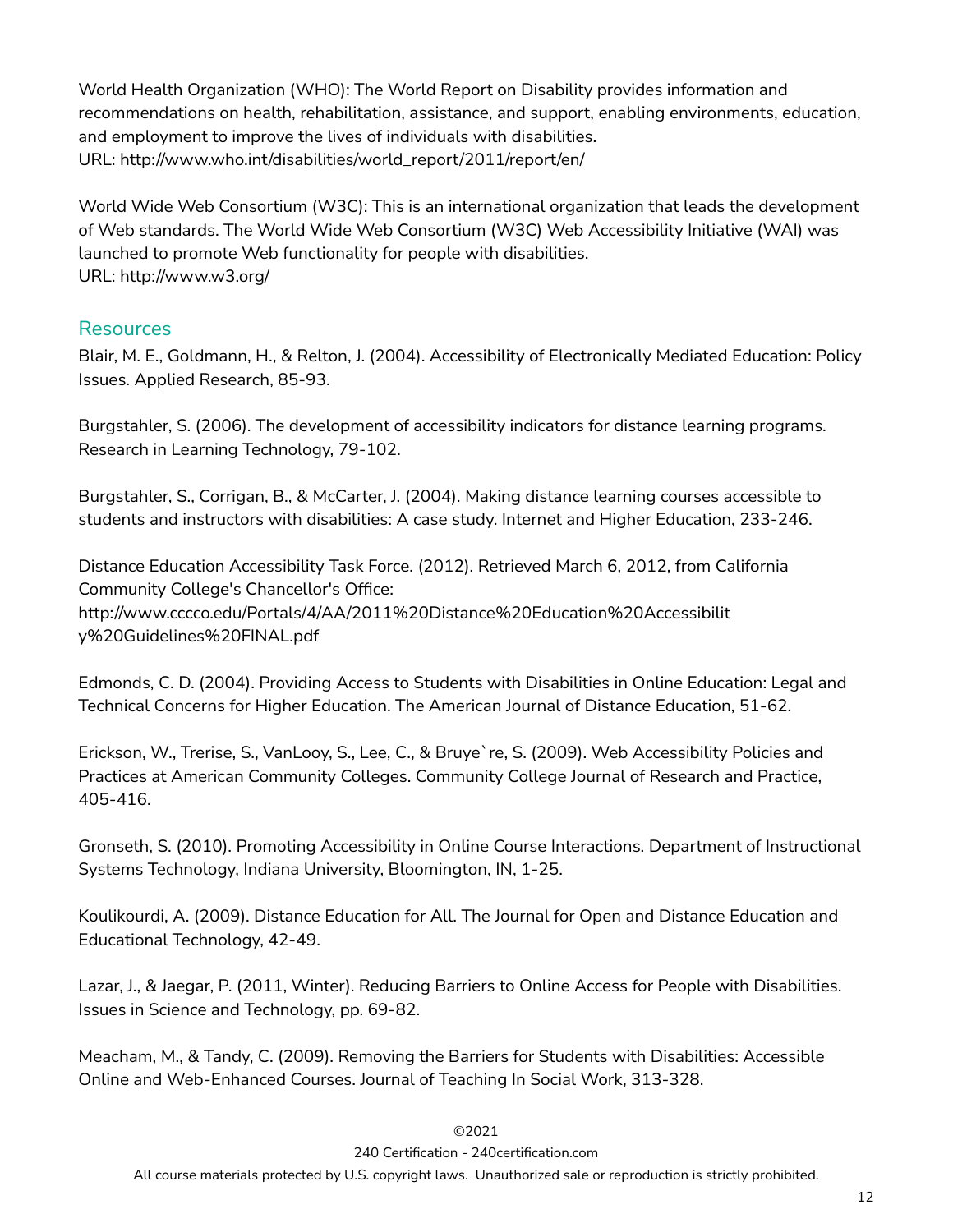World Health Organization (WHO): The World Report on Disability provides information and recommendations on health, rehabilitation, assistance, and support, enabling environments, education, and employment to improve the lives of individuals with disabilities.
URL: http://www.who.int/disabilities/world_report/2011/report/en/

World Wide Web Consortium (W3C): This is an international organization that leads the development of Web standards. The World Wide Web Consortium (W3C) Web Accessibility Initiative (WAI) was launched to promote Web functionality for people with disabilities.
URL: http://www.w3.org/

## Resources

Blair, M. E., Goldmann, H., & Relton, J. (2004). Accessibility of Electronically Mediated Education: Policy Issues. Applied Research, 85-93.

Burgstahler, S. (2006). The development of accessibility indicators for distance learning programs. Research in Learning Technology, 79-102.

Burgstahler, S., Corrigan, B., & McCarter, J. (2004). Making distance learning courses accessible to students and instructors with disabilities: A case study. Internet and Higher Education, 233-246.

Distance Education Accessibility Task Force. (2012). Retrieved March 6, 2012, from California Community College's Chancellor's Office:
http://www.cccco.edu/Portals/4/AA/2011%20Distance%20Education%20Accessibility%20Guidelines%20FINAL.pdf

Edmonds, C. D. (2004). Providing Access to Students with Disabilities in Online Education: Legal and Technical Concerns for Higher Education. The American Journal of Distance Education, 51-62.

Erickson, W., Trerise, S., VanLooy, S., Lee, C., & Bruye`re, S. (2009). Web Accessibility Policies and Practices at American Community Colleges. Community College Journal of Research and Practice, 405-416.

Gronseth, S. (2010). Promoting Accessibility in Online Course Interactions. Department of Instructional Systems Technology, Indiana University, Bloomington, IN, 1-25.

Koulikourdi, A. (2009). Distance Education for All. The Journal for Open and Distance Education and Educational Technology, 42-49.

Lazar, J., & Jaegar, P. (2011, Winter). Reducing Barriers to Online Access for People with Disabilities. Issues in Science and Technology, pp. 69-82.

Meacham, M., & Tandy, C. (2009). Removing the Barriers for Students with Disabilities: Accessible Online and Web-Enhanced Courses. Journal of Teaching In Social Work, 313-328.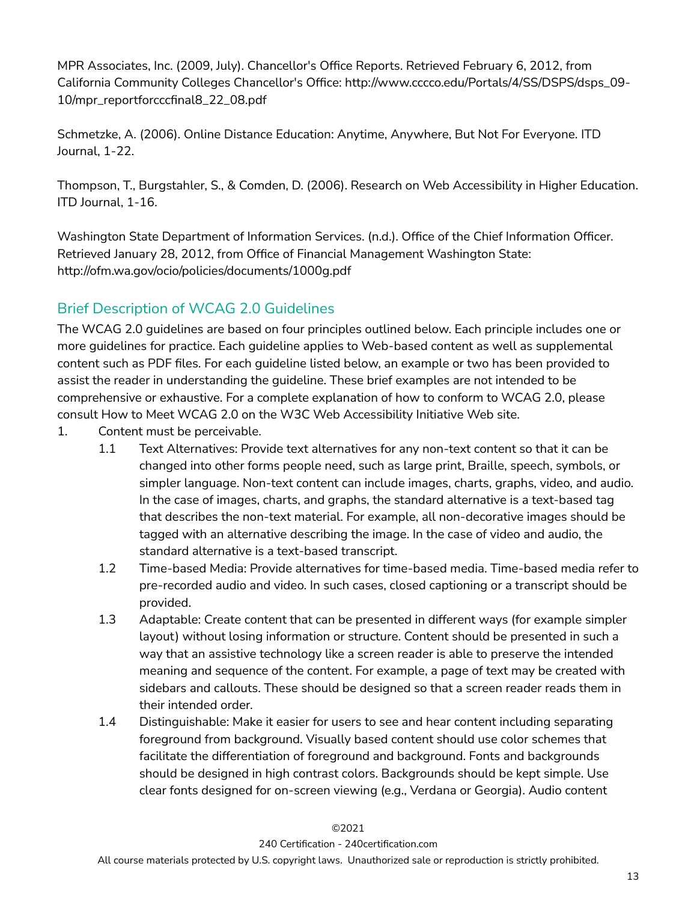MPR Associates, Inc. (2009, July). Chancellor's Office Reports. Retrieved February 6, 2012, from California Community Colleges Chancellor's Office: http://www.cccco.edu/Portals/4/SS/DSPS/dsps_09-10/mpr_reportforcccfinal8_22_08.pdf

Schmetzke, A. (2006). Online Distance Education: Anytime, Anywhere, But Not For Everyone. ITD Journal, 1-22.

Thompson, T., Burgstahler, S., & Comden, D. (2006). Research on Web Accessibility in Higher Education. ITD Journal, 1-16.

Washington State Department of Information Services. (n.d.). Office of the Chief Information Officer. Retrieved January 28, 2012, from Office of Financial Management Washington State: http://ofm.wa.gov/ocio/policies/documents/1000g.pdf

## Brief Description of WCAG 2.0 Guidelines

The WCAG 2.0 guidelines are based on four principles outlined below. Each principle includes one or more guidelines for practice. Each guideline applies to Web-based content as well as supplemental content such as PDF files. For each guideline listed below, an example or two has been provided to assist the reader in understanding the guideline. These brief examples are not intended to be comprehensive or exhaustive. For a complete explanation of how to conform to WCAG 2.0, please consult How to Meet WCAG 2.0 on the W3C Web Accessibility Initiative Web site.

1. Content must be perceivable.
   - 1.1 Text Alternatives: Provide text alternatives for any non-text content so that it can be changed into other forms people need, such as large print, Braille, speech, symbols, or simpler language. Non-text content can include images, charts, graphs, video, and audio. In the case of images, charts, and graphs, the standard alternative is a text-based tag that describes the non-text material. For example, all non-decorative images should be tagged with an alternative describing the image. In the case of video and audio, the standard alternative is a text-based transcript.
   - 1.2 Time-based Media: Provide alternatives for time-based media. Time-based media refer to pre-recorded audio and video. In such cases, closed captioning or a transcript should be provided.
   - 1.3 Adaptable: Create content that can be presented in different ways (for example simpler layout) without losing information or structure. Content should be presented in such a way that an assistive technology like a screen reader is able to preserve the intended meaning and sequence of the content. For example, a page of text may be created with sidebars and callouts. These should be designed so that a screen reader reads them in their intended order.
   - 1.4 Distinguishable: Make it easier for users to see and hear content including separating foreground from background. Visually based content should use color schemes that facilitate the differentiation of foreground and background. Fonts and backgrounds should be designed in high contrast colors. Backgrounds should be kept simple. Use clear fonts designed for on-screen viewing (e.g., Verdana or Georgia). Audio content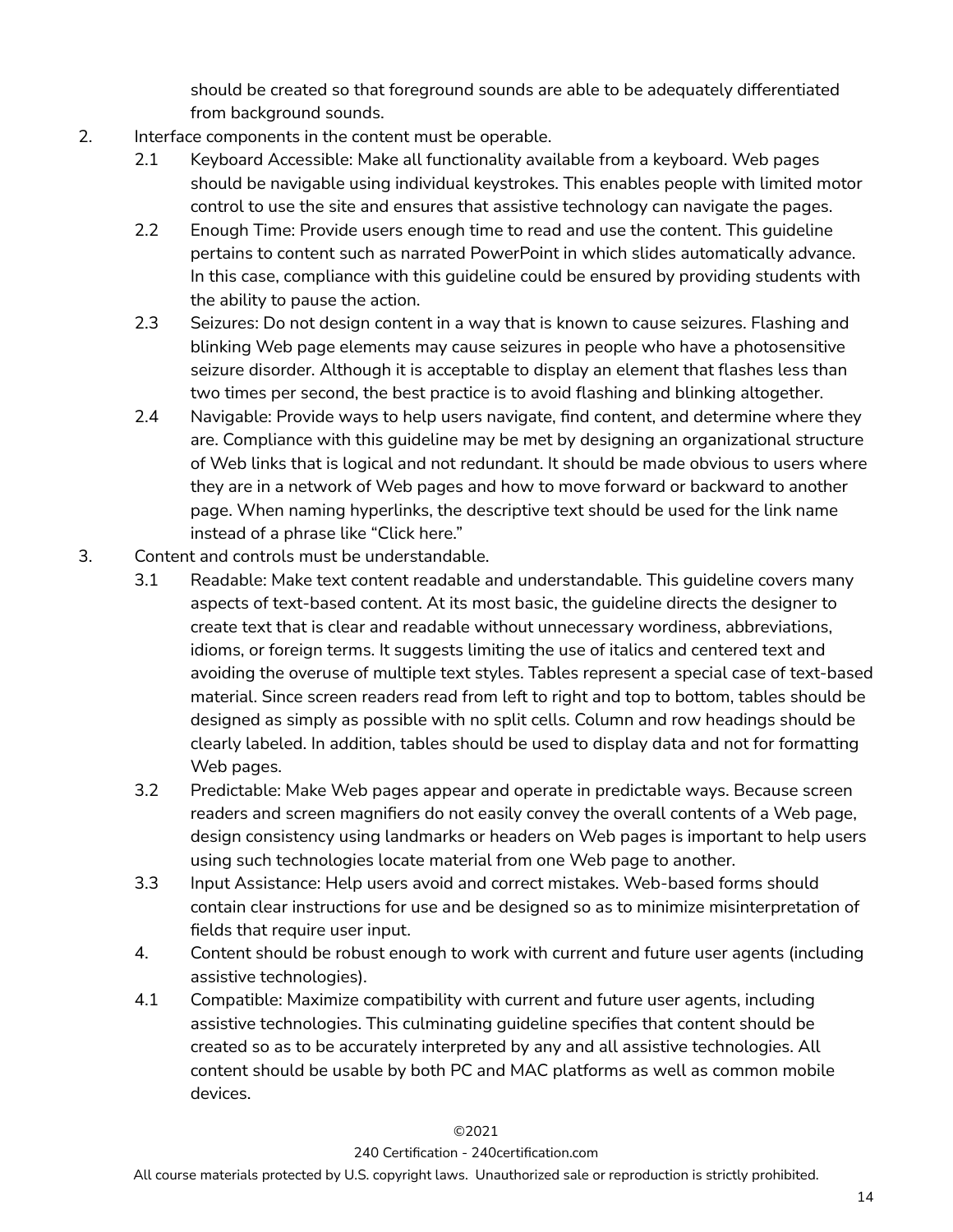should be created so that foreground sounds are able to be adequately differentiated from background sounds.

2. Interface components in the content must be operable.
    - 2.1 Keyboard Accessible: Make all functionality available from a keyboard. Web pages should be navigable using individual keystrokes. This enables people with limited motor control to use the site and ensures that assistive technology can navigate the pages.
    - 2.2 Enough Time: Provide users enough time to read and use the content. This guideline pertains to content such as narrated PowerPoint in which slides automatically advance. In this case, compliance with this guideline could be ensured by providing students with the ability to pause the action.
    - 2.3 Seizures: Do not design content in a way that is known to cause seizures. Flashing and blinking Web page elements may cause seizures in people who have a photosensitive seizure disorder. Although it is acceptable to display an element that flashes less than two times per second, the best practice is to avoid flashing and blinking altogether.
    - 2.4 Navigable: Provide ways to help users navigate, find content, and determine where they are. Compliance with this guideline may be met by designing an organizational structure of Web links that is logical and not redundant. It should be made obvious to users where they are in a network of Web pages and how to move forward or backward to another page. When naming hyperlinks, the descriptive text should be used for the link name instead of a phrase like "Click here."
3. Content and controls must be understandable.
    - 3.1 Readable: Make text content readable and understandable. This guideline covers many aspects of text-based content. At its most basic, the guideline directs the designer to create text that is clear and readable without unnecessary wordiness, abbreviations, idioms, or foreign terms. It suggests limiting the use of italics and centered text and avoiding the overuse of multiple text styles. Tables represent a special case of text-based material. Since screen readers read from left to right and top to bottom, tables should be designed as simply as possible with no split cells. Column and row headings should be clearly labeled. In addition, tables should be used to display data and not for formatting Web pages.
    - 3.2 Predictable: Make Web pages appear and operate in predictable ways. Because screen readers and screen magnifiers do not easily convey the overall contents of a Web page, design consistency using landmarks or headers on Web pages is important to help users using such technologies locate material from one Web page to another.
    - 3.3 Input Assistance: Help users avoid and correct mistakes. Web-based forms should contain clear instructions for use and be designed so as to minimize misinterpretation of fields that require user input.
    - 4. Content should be robust enough to work with current and future user agents (including assistive technologies).
    - 4.1 Compatible: Maximize compatibility with current and future user agents, including assistive technologies. This culminating guideline specifies that content should be created so as to be accurately interpreted by any and all assistive technologies. All content should be usable by both PC and MAC platforms as well as common mobile devices.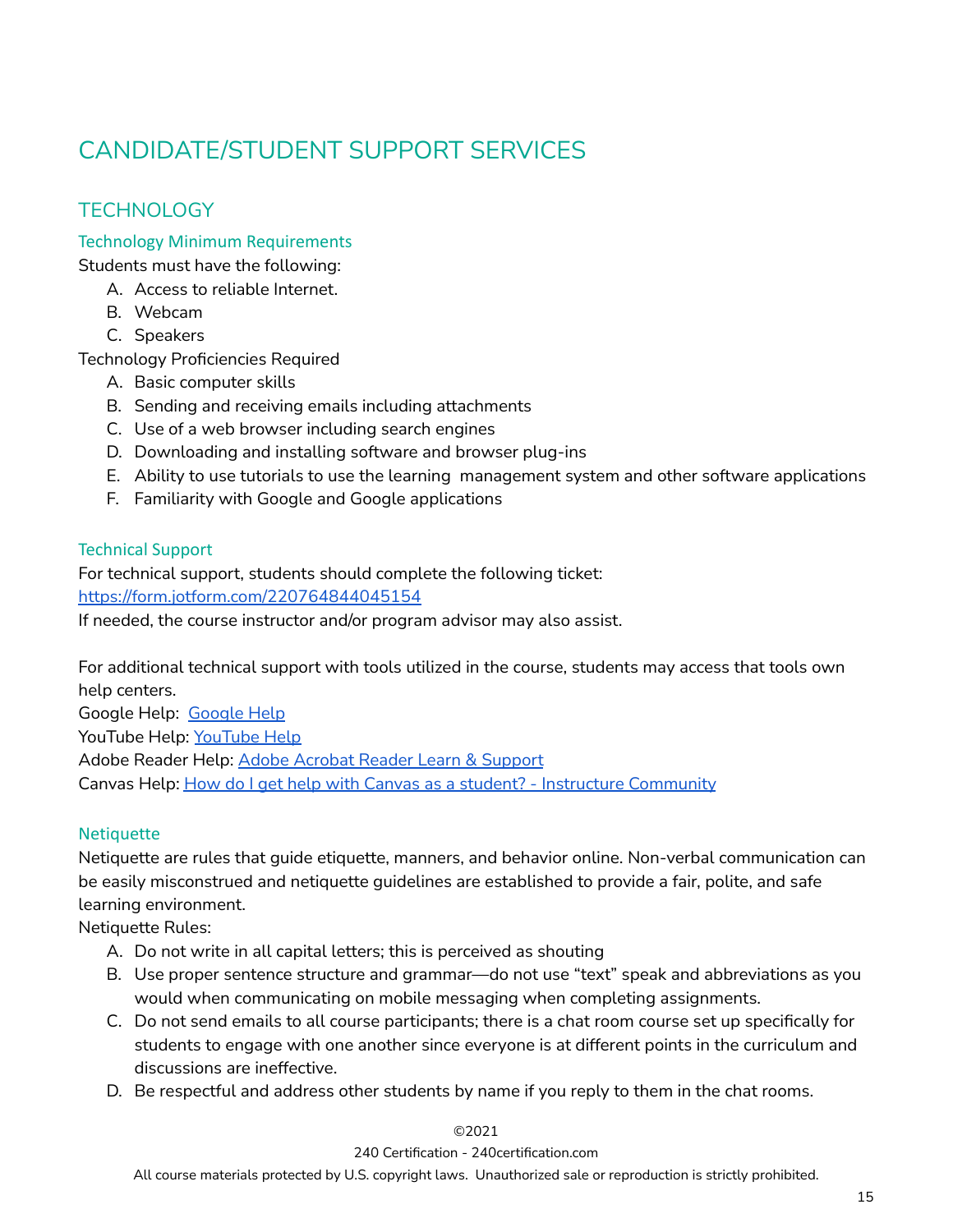# CANDIDATE/STUDENT SUPPORT SERVICES

## TECHNOLOGY

### Technology Minimum Requirements

Students must have the following:

A. Access to reliable Internet.
B. Webcam
C. Speakers

Technology Proficiencies Required

A. Basic computer skills
B. Sending and receiving emails including attachments
C. Use of a web browser including search engines
D. Downloading and installing software and browser plug-ins
E. Ability to use tutorials to use the learning management system and other software applications
F. Familiarity with Google and Google applications

### Technical Support

For technical support, students should complete the following ticket: [https://form.jotform.com/220764844045154](https://form.jotform.com/220764844045154)
If needed, the course instructor and/or program advisor may also assist.

For additional technical support with tools utilized in the course, students may access that tools own help centers.
Google Help: Google Help
YouTube Help: YouTube Help
Adobe Reader Help: Adobe Acrobat Reader Learn & Support
Canvas Help: How do I get help with Canvas as a student? - Instructure Community

### Netiquette

Netiquette are rules that guide etiquette, manners, and behavior online. Non-verbal communication can be easily misconstrued and netiquette guidelines are established to provide a fair, polite, and safe learning environment.
Netiquette Rules:

A. Do not write in all capital letters; this is perceived as shouting
B. Use proper sentence structure and grammar—do not use "text" speak and abbreviations as you would when communicating on mobile messaging when completing assignments.
C. Do not send emails to all course participants; there is a chat room course set up specifically for students to engage with one another since everyone is at different points in the curriculum and discussions are ineffective.
D. Be respectful and address other students by name if you reply to them in the chat rooms.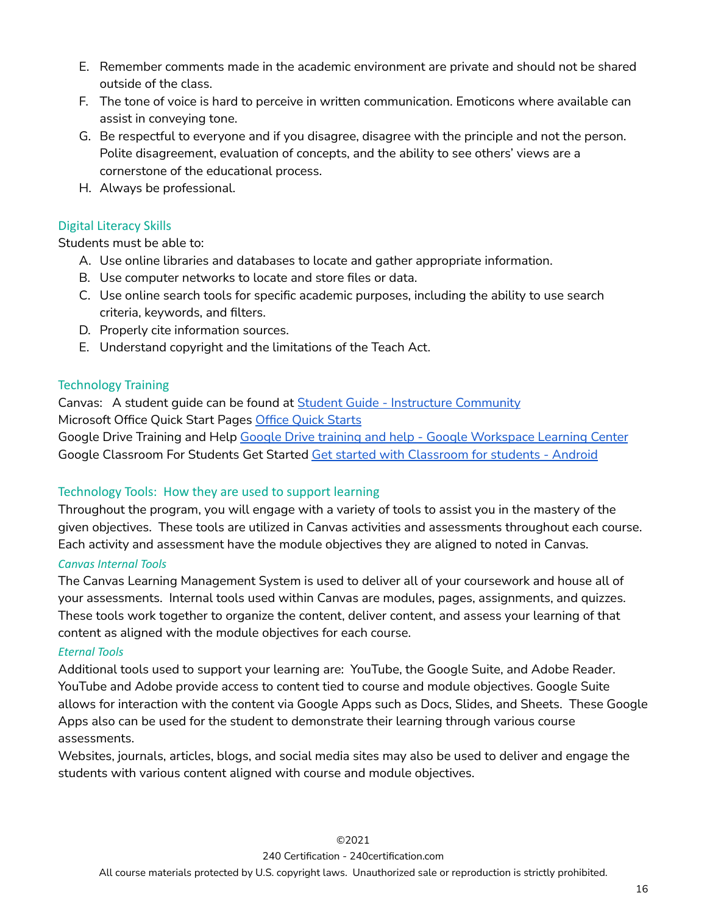E. Remember comments made in the academic environment are private and should not be shared outside of the class.
F. The tone of voice is hard to perceive in written communication. Emoticons where available can assist in conveying tone.
G. Be respectful to everyone and if you disagree, disagree with the principle and not the person. Polite disagreement, evaluation of concepts, and the ability to see others' views are a cornerstone of the educational process.
H. Always be professional.

## Digital Literacy Skills

Students must be able to:

A. Use online libraries and databases to locate and gather appropriate information.
B. Use computer networks to locate and store files or data.
C. Use online search tools for specific academic purposes, including the ability to use search criteria, keywords, and filters.
D. Properly cite information sources.
E. Understand copyright and the limitations of the Teach Act.

## Technology Training

Canvas: A student guide can be found at [Student Guide - Instructure Community]
Microsoft Office Quick Start Pages [Office Quick Starts]
Google Drive Training and Help [Google Drive training and help - Google Workspace Learning Center]
Google Classroom For Students Get Started [Get started with Classroom for students - Android]

## Technology Tools: How they are used to support learning

Throughout the program, you will engage with a variety of tools to assist you in the mastery of the given objectives. These tools are utilized in Canvas activities and assessments throughout each course. Each activity and assessment have the module objectives they are aligned to noted in Canvas.

### *Canvas Internal Tools*

The Canvas Learning Management System is used to deliver all of your coursework and house all of your assessments. Internal tools used within Canvas are modules, pages, assignments, and quizzes. These tools work together to organize the content, deliver content, and assess your learning of that content as aligned with the module objectives for each course.

### *Eternal Tools*

Additional tools used to support your learning are: YouTube, the Google Suite, and Adobe Reader. YouTube and Adobe provide access to content tied to course and module objectives. Google Suite allows for interaction with the content via Google Apps such as Docs, Slides, and Sheets. These Google Apps also can be used for the student to demonstrate their learning through various course assessments.

Websites, journals, articles, blogs, and social media sites may also be used to deliver and engage the students with various content aligned with course and module objectives.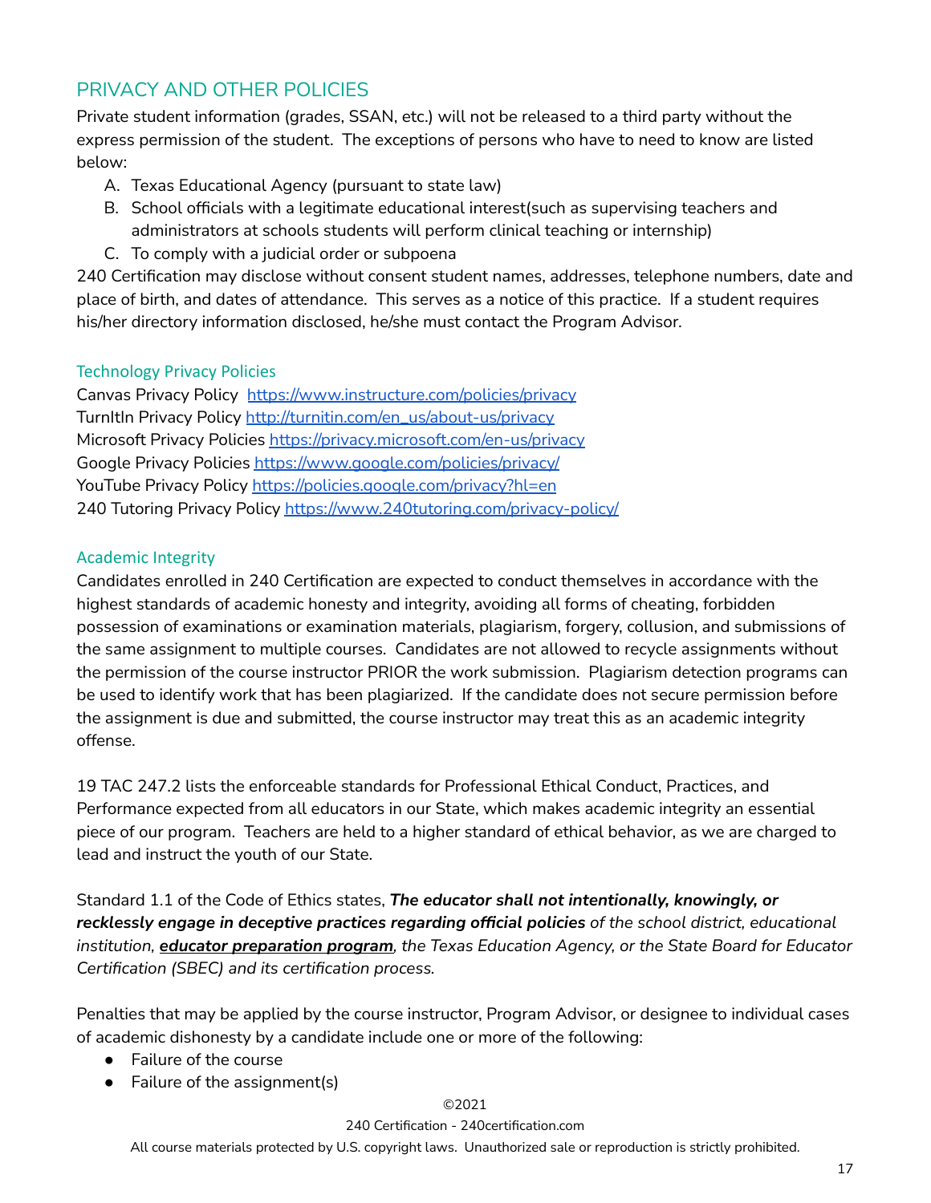## PRIVACY AND OTHER POLICIES

Private student information (grades, SSAN, etc.) will not be released to a third party without the express permission of the student. The exceptions of persons who have to need to know are listed below:

A. Texas Educational Agency (pursuant to state law)
B. School officials with a legitimate educational interest(such as supervising teachers and administrators at schools students will perform clinical teaching or internship)
C. To comply with a judicial order or subpoena

240 Certification may disclose without consent student names, addresses, telephone numbers, date and place of birth, and dates of attendance. This serves as a notice of this practice. If a student requires his/her directory information disclosed, he/she must contact the Program Advisor.

### Technology Privacy Policies

Canvas Privacy Policy [https://www.instructure.com/policies/privacy](https://www.instructure.com/policies/privacy)
TurnItIn Privacy Policy [http://turnitin.com/en_us/about-us/privacy](http://turnitin.com/en_us/about-us/privacy)
Microsoft Privacy Policies [https://privacy.microsoft.com/en-us/privacy](https://privacy.microsoft.com/en-us/privacy)
Google Privacy Policies [https://www.google.com/policies/privacy/](https://www.google.com/policies/privacy/)
YouTube Privacy Policy [https://policies.google.com/privacy?hl=en](https://policies.google.com/privacy?hl=en)
240 Tutoring Privacy Policy [https://www.240tutoring.com/privacy-policy/](https://www.240tutoring.com/privacy-policy/)

### Academic Integrity

Candidates enrolled in 240 Certification are expected to conduct themselves in accordance with the highest standards of academic honesty and integrity, avoiding all forms of cheating, forbidden possession of examinations or examination materials, plagiarism, forgery, collusion, and submissions of the same assignment to multiple courses. Candidates are not allowed to recycle assignments without the permission of the course instructor PRIOR the work submission. Plagiarism detection programs can be used to identify work that has been plagiarized. If the candidate does not secure permission before the assignment is due and submitted, the course instructor may treat this as an academic integrity offense.

19 TAC 247.2 lists the enforceable standards for Professional Ethical Conduct, Practices, and Performance expected from all educators in our State, which makes academic integrity an essential piece of our program. Teachers are held to a higher standard of ethical behavior, as we are charged to lead and instruct the youth of our State.

Standard 1.1 of the Code of Ethics states, ***The educator shall not intentionally, knowingly, or recklessly engage in deceptive practices regarding official policies*** *of the school district, educational institution,* ***educator preparation program****, the Texas Education Agency, or the State Board for Educator Certification (SBEC) and its certification process.*

Penalties that may be applied by the course instructor, Program Advisor, or designee to individual cases of academic dishonesty by a candidate include one or more of the following:

- Failure of the course
- Failure of the assignment(s)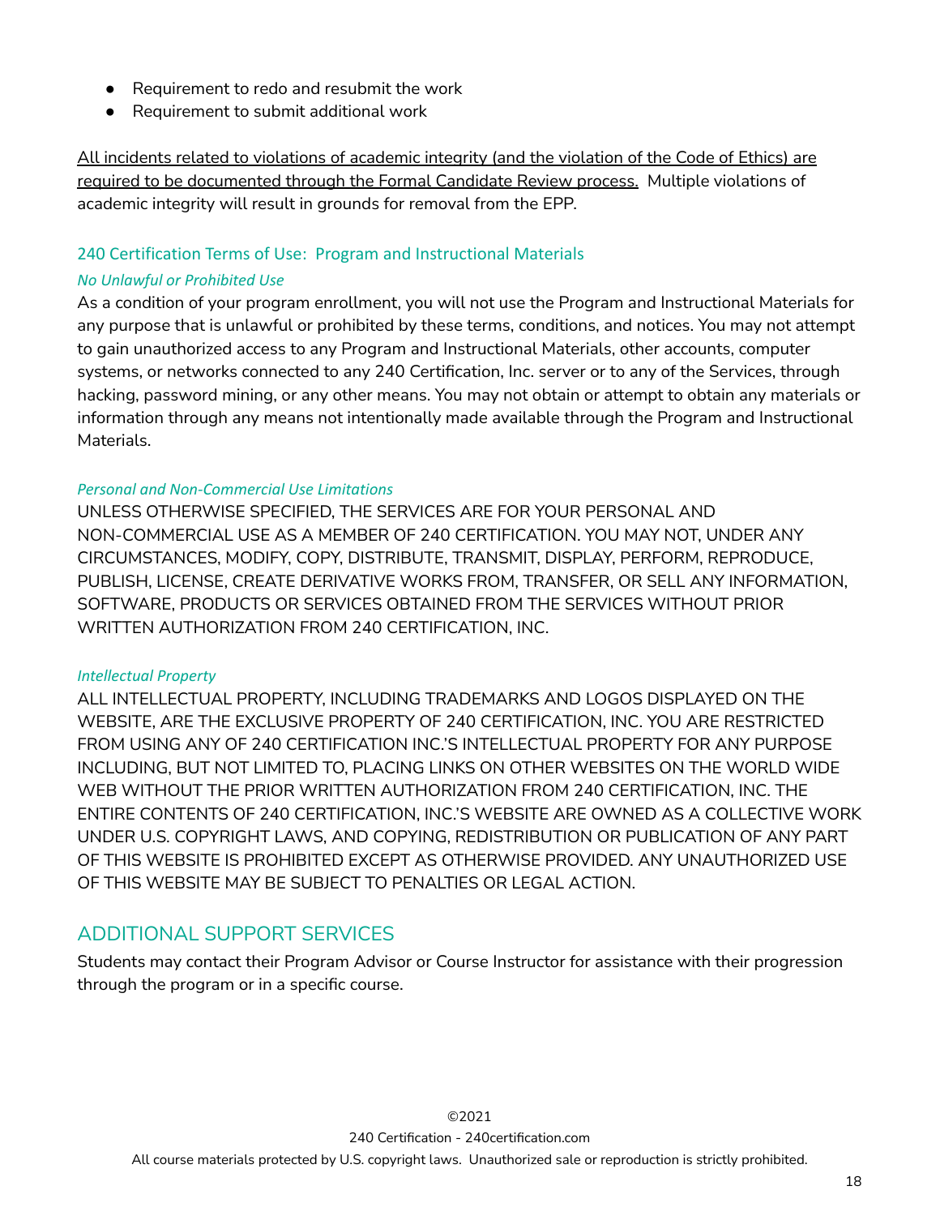- Requirement to redo and resubmit the work
- Requirement to submit additional work

<u>All incidents related to violations of academic integrity (and the violation of the Code of Ethics) are required to be documented through the Formal Candidate Review process.</u> Multiple violations of academic integrity will result in grounds for removal from the EPP.

### 240 Certification Terms of Use: Program and Instructional Materials

#### *No Unlawful or Prohibited Use*

As a condition of your program enrollment, you will not use the Program and Instructional Materials for any purpose that is unlawful or prohibited by these terms, conditions, and notices. You may not attempt to gain unauthorized access to any Program and Instructional Materials, other accounts, computer systems, or networks connected to any 240 Certification, Inc. server or to any of the Services, through hacking, password mining, or any other means. You may not obtain or attempt to obtain any materials or information through any means not intentionally made available through the Program and Instructional Materials.

#### *Personal and Non-Commercial Use Limitations*

UNLESS OTHERWISE SPECIFIED, THE SERVICES ARE FOR YOUR PERSONAL AND NON-COMMERCIAL USE AS A MEMBER OF 240 CERTIFICATION. YOU MAY NOT, UNDER ANY CIRCUMSTANCES, MODIFY, COPY, DISTRIBUTE, TRANSMIT, DISPLAY, PERFORM, REPRODUCE, PUBLISH, LICENSE, CREATE DERIVATIVE WORKS FROM, TRANSFER, OR SELL ANY INFORMATION, SOFTWARE, PRODUCTS OR SERVICES OBTAINED FROM THE SERVICES WITHOUT PRIOR WRITTEN AUTHORIZATION FROM 240 CERTIFICATION, INC.

#### *Intellectual Property*

ALL INTELLECTUAL PROPERTY, INCLUDING TRADEMARKS AND LOGOS DISPLAYED ON THE WEBSITE, ARE THE EXCLUSIVE PROPERTY OF 240 CERTIFICATION, INC. YOU ARE RESTRICTED FROM USING ANY OF 240 CERTIFICATION INC.'S INTELLECTUAL PROPERTY FOR ANY PURPOSE INCLUDING, BUT NOT LIMITED TO, PLACING LINKS ON OTHER WEBSITES ON THE WORLD WIDE WEB WITHOUT THE PRIOR WRITTEN AUTHORIZATION FROM 240 CERTIFICATION, INC. THE ENTIRE CONTENTS OF 240 CERTIFICATION, INC.'S WEBSITE ARE OWNED AS A COLLECTIVE WORK UNDER U.S. COPYRIGHT LAWS, AND COPYING, REDISTRIBUTION OR PUBLICATION OF ANY PART OF THIS WEBSITE IS PROHIBITED EXCEPT AS OTHERWISE PROVIDED. ANY UNAUTHORIZED USE OF THIS WEBSITE MAY BE SUBJECT TO PENALTIES OR LEGAL ACTION.

## ADDITIONAL SUPPORT SERVICES

Students may contact their Program Advisor or Course Instructor for assistance with their progression through the program or in a specific course.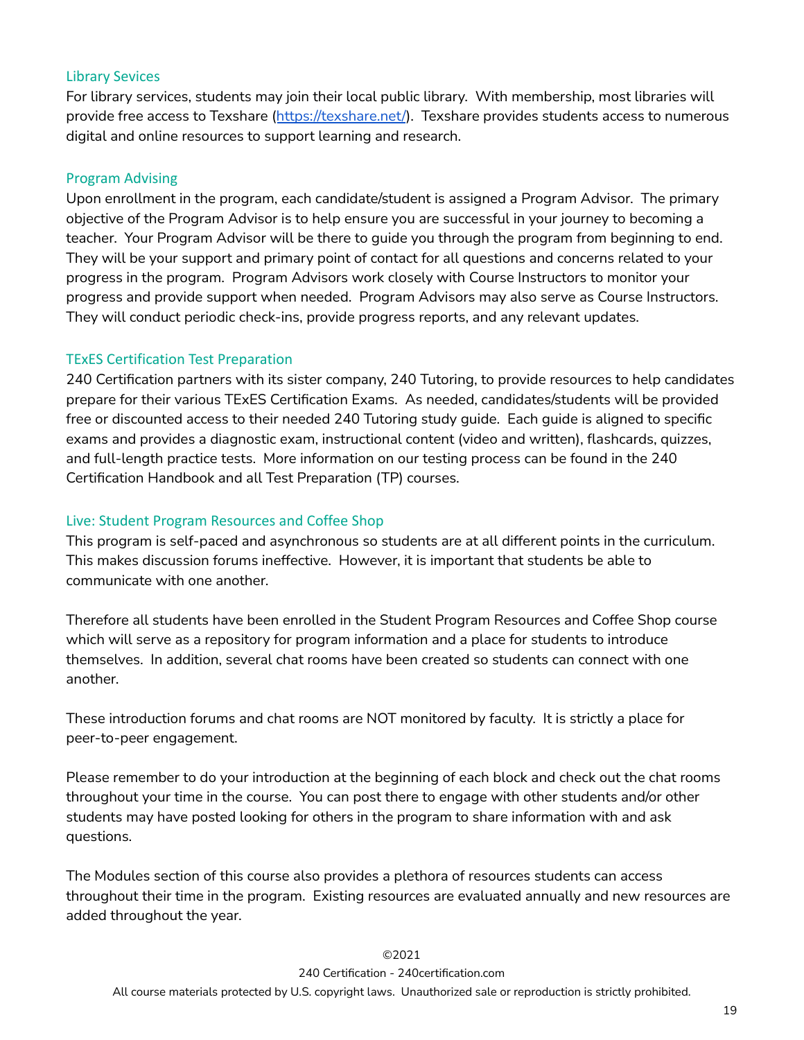## Library Sevices

For library services, students may join their local public library. With membership, most libraries will provide free access to Texshare (https://texshare.net/). Texshare provides students access to numerous digital and online resources to support learning and research.

## Program Advising

Upon enrollment in the program, each candidate/student is assigned a Program Advisor. The primary objective of the Program Advisor is to help ensure you are successful in your journey to becoming a teacher. Your Program Advisor will be there to guide you through the program from beginning to end. They will be your support and primary point of contact for all questions and concerns related to your progress in the program. Program Advisors work closely with Course Instructors to monitor your progress and provide support when needed. Program Advisors may also serve as Course Instructors. They will conduct periodic check-ins, provide progress reports, and any relevant updates.

## TExES Certification Test Preparation

240 Certification partners with its sister company, 240 Tutoring, to provide resources to help candidates prepare for their various TExES Certification Exams. As needed, candidates/students will be provided free or discounted access to their needed 240 Tutoring study guide. Each guide is aligned to specific exams and provides a diagnostic exam, instructional content (video and written), flashcards, quizzes, and full-length practice tests. More information on our testing process can be found in the 240 Certification Handbook and all Test Preparation (TP) courses.

## Live: Student Program Resources and Coffee Shop

This program is self-paced and asynchronous so students are at all different points in the curriculum. This makes discussion forums ineffective. However, it is important that students be able to communicate with one another.

Therefore all students have been enrolled in the Student Program Resources and Coffee Shop course which will serve as a repository for program information and a place for students to introduce themselves. In addition, several chat rooms have been created so students can connect with one another.

These introduction forums and chat rooms are NOT monitored by faculty. It is strictly a place for peer-to-peer engagement.

Please remember to do your introduction at the beginning of each block and check out the chat rooms throughout your time in the course. You can post there to engage with other students and/or other students may have posted looking for others in the program to share information with and ask questions.

The Modules section of this course also provides a plethora of resources students can access throughout their time in the program. Existing resources are evaluated annually and new resources are added throughout the year.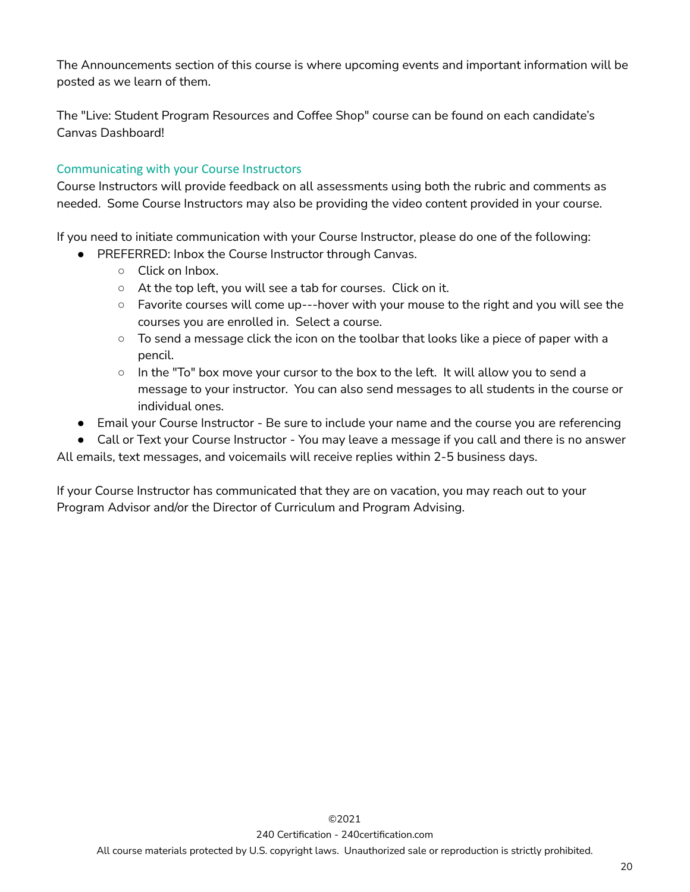The Announcements section of this course is where upcoming events and important information will be posted as we learn of them.

The "Live: Student Program Resources and Coffee Shop" course can be found on each candidate's Canvas Dashboard!

### Communicating with your Course Instructors

Course Instructors will provide feedback on all assessments using both the rubric and comments as needed. Some Course Instructors may also be providing the video content provided in your course.

If you need to initiate communication with your Course Instructor, please do one of the following:

- PREFERRED: Inbox the Course Instructor through Canvas.
  - Click on Inbox.
  - At the top left, you will see a tab for courses. Click on it.
  - Favorite courses will come up---hover with your mouse to the right and you will see the courses you are enrolled in. Select a course.
  - To send a message click the icon on the toolbar that looks like a piece of paper with a pencil.
  - In the "To" box move your cursor to the box to the left. It will allow you to send a message to your instructor. You can also send messages to all students in the course or individual ones.
- Email your Course Instructor - Be sure to include your name and the course you are referencing
- Call or Text your Course Instructor - You may leave a message if you call and there is no answer

All emails, text messages, and voicemails will receive replies within 2-5 business days.

If your Course Instructor has communicated that they are on vacation, you may reach out to your Program Advisor and/or the Director of Curriculum and Program Advising.